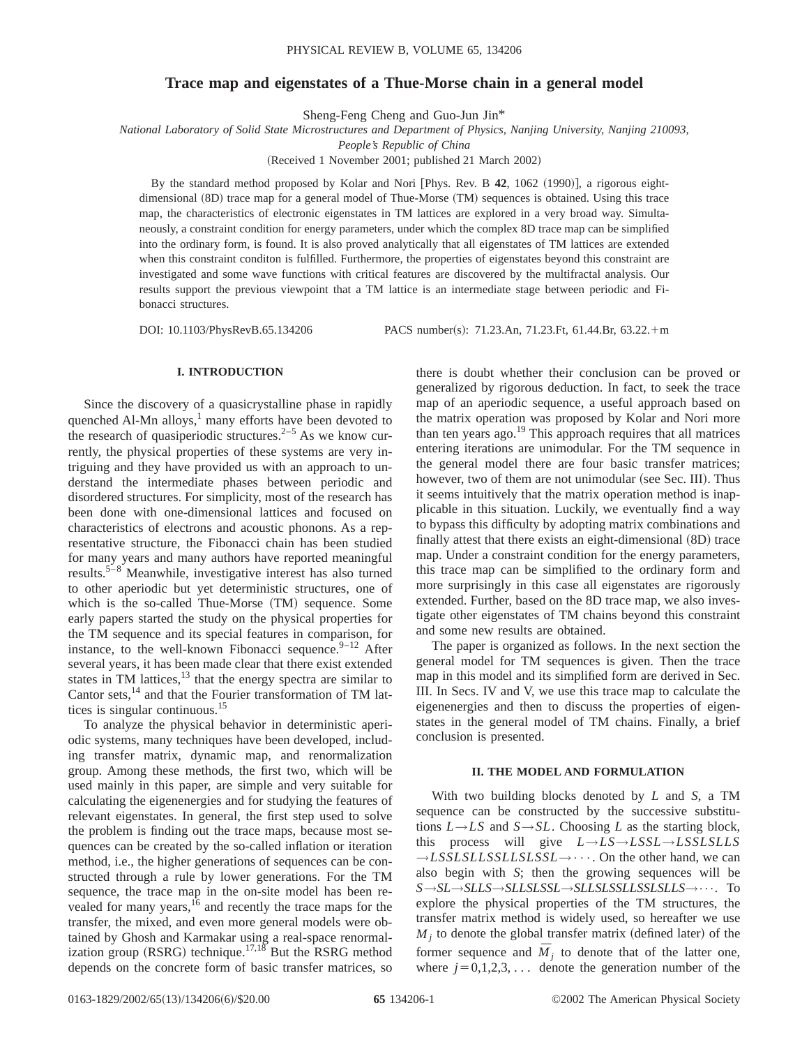# Trace map and eigenstates of a Thue-Morse chain in a general model

Sheng-Feng Cheng and Guo-Jun Jin*

*National Laboratory of Solid State Microstructures and Department of Physics, Nanjing University, Nanjing 210093, People's Republic of China*

(Received 1 November 2001; published 21 March 2002)

By the standard method proposed by Kolar and Nori [Phys. Rev. B **42**, 1062 (1990)], a rigorous eight-dimensional (8D) trace map for a general model of Thue-Morse (TM) sequences is obtained. Using this trace map, the characteristics of electronic eigenstates in TM lattices are explored in a very broad way. Simultaneously, a constraint condition for energy parameters, under which the complex 8D trace map can be simplified into the ordinary form, is found. It is also proved analytically that all eigenstates of TM lattices are extended when this constraint conditon is fulfilled. Furthermore, the properties of eigenstates beyond this constraint are investigated and some wave functions with critical features are discovered by the multifractal analysis. Our results support the previous viewpoint that a TM lattice is an intermediate stage between periodic and Fibonacci structures.

DOI: 10.1103/PhysRevB.65.134206 PACS number(s): 71.23.An, 71.23.Ft, 61.44.Br, 63.22.+m

## I. INTRODUCTION

Since the discovery of a quasicrystalline phase in rapidly quenched Al-Mn alloys,[1] many efforts have been devoted to the research of quasiperiodic structures.[2–5] As we know currently, the physical properties of these systems are very intriguing and they have provided us with an approach to understand the intermediate phases between periodic and disordered structures. For simplicity, most of the research has been done with one-dimensional lattices and focused on characteristics of electrons and acoustic phonons. As a representative structure, the Fibonacci chain has been studied for many years and many authors have reported meaningful results.[5–8] Meanwhile, investigative interest has also turned to other aperiodic but yet deterministic structures, one of which is the so-called Thue-Morse (TM) sequence. Some early papers started the study on the physical properties for the TM sequence and its special features in comparison, for instance, to the well-known Fibonacci sequence.[9–12] After several years, it has been made clear that there exist extended states in TM lattices,[13] that the energy spectra are similar to Cantor sets,[14] and that the Fourier transformation of TM lattices is singular continuous.[15]

To analyze the physical behavior in deterministic aperiodic systems, many techniques have been developed, including transfer matrix, dynamic map, and renormalization group. Among these methods, the first two, which will be used mainly in this paper, are simple and very suitable for calculating the eigenenergies and for studying the features of relevant eigenstates. In general, the first step used to solve the problem is finding out the trace maps, because most sequences can be created by the so-called inflation or iteration method, i.e., the higher generations of sequences can be constructed through a rule by lower generations. For the TM sequence, the trace map in the on-site model has been revealed for many years,[16] and recently the trace maps for the transfer, the mixed, and even more general models were obtained by Ghosh and Karmakar using a real-space renormalization group (RSRG) technique.[17,18] But the RSRG method depends on the concrete form of basic transfer matrices, so there is doubt whether their conclusion can be proved or generalized by rigorous deduction. In fact, to seek the trace map of an aperiodic sequence, a useful approach based on the matrix operation was proposed by Kolar and Nori more than ten years ago.[19] This approach requires that all matrices entering iterations are unimodular. For the TM sequence in the general model there are four basic transfer matrices; however, two of them are not unimodular (see Sec. III). Thus it seems intuitively that the matrix operation method is inapplicable in this situation. Luckily, we eventually find a way to bypass this difficulty by adopting matrix combinations and finally attest that there exists an eight-dimensional (8D) trace map. Under a constraint condition for the energy parameters, this trace map can be simplified to the ordinary form and more surprisingly in this case all eigenstates are rigorously extended. Further, based on the 8D trace map, we also investigate other eigenstates of TM chains beyond this constraint and some new results are obtained.

The paper is organized as follows. In the next section the general model for TM sequences is given. Then the trace map in this model and its simplified form are derived in Sec. III. In Secs. IV and V, we use this trace map to calculate the eigenenergies and then to discuss the properties of eigenstates in the general model of TM chains. Finally, a brief conclusion is presented.

## II. THE MODEL AND FORMULATION

With two building blocks denoted by $L$ and $S$, a TM sequence can be constructed by the successive substitutions $L \rightarrow LS$ and $S \rightarrow SL$. Choosing $L$ as the starting block, this process will give $L \rightarrow LS \rightarrow LSSL \rightarrow LSSLSLLS \rightarrow LSSLSLLSSLLSLSSL \rightarrow \cdots$. On the other hand, we can also begin with $S$; then the growing sequences will be $S \rightarrow SL \rightarrow SLLS \rightarrow SLLSLSSL \rightarrow SLLSLSSLLSSLSLLS \rightarrow \cdots$. To explore the physical properties of the TM structures, the transfer matrix method is widely used, so hereafter we use $M_j$ to denote the global transfer matrix (defined later) of the former sequence and $\bar{M}_j$ to denote that of the latter one, where $j = 0,1,2,3,\ldots$ denote the generation number of the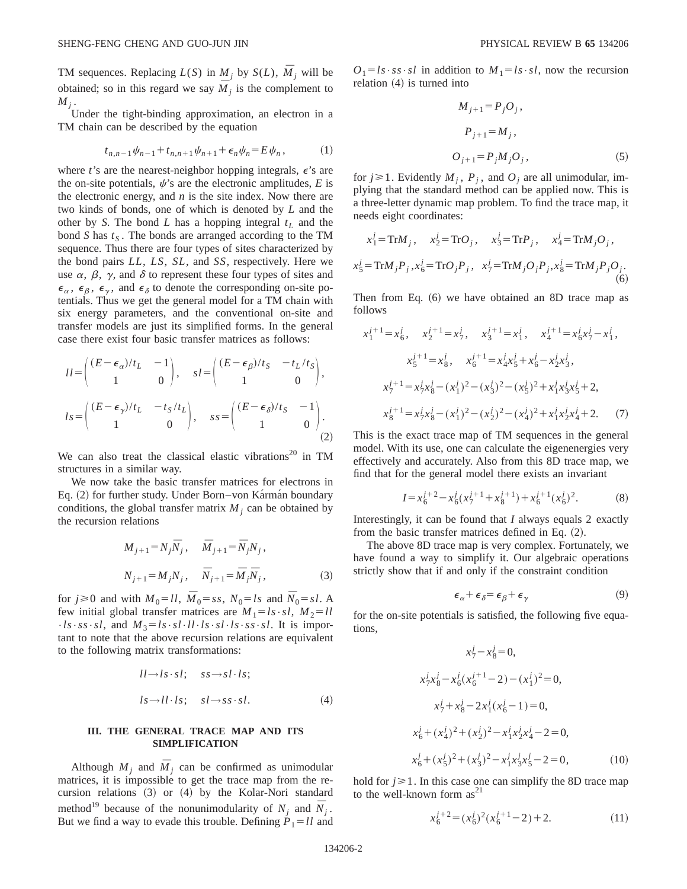TM sequences. Replacing $L(S)$ in $M_j$ by $S(L)$, $\bar{M}_j$ will be obtained; so in this regard we say $\bar{M}_j$ is the complement to $M_j$.

Under the tight-binding approximation, an electron in a TM chain can be described by the equation

$$t_{n,n-1}\psi_{n-1}+t_{n,n+1}\psi_{n+1}+\epsilon_n\psi_n=E\psi_n, \tag{1}$$

where $t$'s are the nearest-neighbor hopping integrals, $\epsilon$'s are the on-site potentials, $\psi$'s are the electronic amplitudes, $E$ is the electronic energy, and $n$ is the site index. Now there are two kinds of bonds, one of which is denoted by $L$ and the other by $S$. The bond $L$ has a hopping integral $t_L$ and the bond $S$ has $t_S$. The bonds are arranged according to the TM sequence. Thus there are four types of sites characterized by the bond pairs $LL$, $LS$, $SL$, and $SS$, respectively. Here we use $\alpha$, $\beta$, $\gamma$, and $\delta$ to represent these four types of sites and $\epsilon_\alpha$, $\epsilon_\beta$, $\epsilon_\gamma$, and $\epsilon_\delta$ to denote the corresponding on-site potentials. Thus we get the general model for a TM chain with six energy parameters, and the conventional on-site and transfer models are just its simplified forms. In the general case there exist four basic transfer matrices as follows:

$$ll=\begin{pmatrix}(E-\epsilon_\alpha)/t_L & -1\\ 1 & 0\end{pmatrix},\quad sl=\begin{pmatrix}(E-\epsilon_\beta)/t_S & -t_L/t_S\\ 1 & 0\end{pmatrix},$$

$$ls=\begin{pmatrix}(E-\epsilon_\gamma)/t_L & -t_S/t_L\\ 1 & 0\end{pmatrix},\quad ss=\begin{pmatrix}(E-\epsilon_\delta)/t_S & -1\\ 1 & 0\end{pmatrix}. \tag{2}$$

We can also treat the classical elastic vibrations[20] in TM structures in a similar way.

We now take the basic transfer matrices for electrons in Eq. (2) for further study. Under Born–von Kármán boundary conditions, the global transfer matrix $M_j$ can be obtained by the recursion relations

$$M_{j+1}=N_j\bar{N}_j,\quad \bar{M}_{j+1}=\bar{N}_jN_j,$$

$$N_{j+1}=M_jN_j,\quad \bar{N}_{j+1}=\bar{M}_j\bar{N}_j, \tag{3}$$

for $j\geqslant 0$ and with $M_0=ll$, $\bar{M}_0=ss$, $N_0=ls$ and $\bar{N}_0=sl$. A few initial global transfer matrices are $M_1=ls\cdot sl$, $M_2=ll\cdot ls\cdot ss\cdot sl$, and $M_3=ls\cdot sl\cdot ll\cdot ls\cdot sl\cdot ls\cdot ss\cdot sl$. It is important to note that the above recursion relations are equivalent to the following matrix transformations:

$$ll\rightarrow ls\cdot sl;\quad ss\rightarrow sl\cdot ls;$$

$$ls\rightarrow ll\cdot ls;\quad sl\rightarrow ss\cdot sl. \tag{4}$$

## III. THE GENERAL TRACE MAP AND ITS SIMPLIFICATION

Although $M_j$ and $\bar{M}_j$ can be confirmed as unimodular matrices, it is impossible to get the trace map from the recursion relations (3) or (4) by the Kolar-Nori standard method[19] because of the nonunimodularity of $N_j$ and $\bar{N}_j$. But we find a way to evade this trouble. Defining $P_1=ll$ and $O_1=ls\cdot ss\cdot sl$ in addition to $M_1=ls\cdot sl$, now the recursion relation (4) is turned into

$$M_{j+1}=P_jO_j,$$

$$P_{j+1}=M_j,$$

$$O_{j+1}=P_jM_jO_j, \tag{5}$$

for $j\geqslant 1$. Evidently $M_j$, $P_j$, and $O_j$ are all unimodular, implying that the standard method can be applied now. This is a three-letter dynamic map problem. To find the trace map, it needs eight coordinates:

$$x_1^j=\mathrm{Tr}M_j,\quad x_2^j=\mathrm{Tr}O_j,\quad x_3^j=\mathrm{Tr}P_j,\quad x_4^j=\mathrm{Tr}M_jO_j,$$

$$x_5^j=\mathrm{Tr}M_jP_j,\, x_6^j=\mathrm{Tr}O_jP_j,\quad x_7^j=\mathrm{Tr}M_jO_jP_j,\, x_8^j=\mathrm{Tr}M_jP_jO_j. \tag{6}$$

Then from Eq. (6) we have obtained an 8D trace map as follows

$$x_1^{j+1}=x_6^j,\quad x_2^{j+1}=x_7^j,\quad x_3^{j+1}=x_1^j,\quad x_4^{j+1}=x_6^jx_7^j-x_1^j,$$

$$x_5^{j+1}=x_8^j,\quad x_6^{j+1}=x_4^jx_5^j+x_6^j-x_2^jx_3^j,$$

$$x_7^{j+1}=x_7^jx_8^j-(x_1^j)^2-(x_3^j)^2-(x_5^j)^2+x_1^jx_3^jx_5^j+2,$$

$$x_8^{j+1}=x_7^jx_8^j-(x_1^j)^2-(x_2^j)^2-(x_4^j)^2+x_1^jx_2^jx_4^j+2. \tag{7}$$

This is the exact trace map of TM sequences in the general model. With its use, one can calculate the eigenenergies very effectively and accurately. Also from this 8D trace map, we find that for the general model there exists an invariant

$$I=x_6^{j+2}-x_6^j(x_7^{j+1}+x_8^{j+1})+x_6^{j+1}(x_6^j)^2. \tag{8}$$

Interestingly, it can be found that $I$ always equals 2 exactly from the basic transfer matrices defined in Eq. (2).

The above 8D trace map is very complex. Fortunately, we have found a way to simplify it. Our algebraic operations strictly show that if and only if the constraint condition

$$\epsilon_\alpha+\epsilon_\delta=\epsilon_\beta+\epsilon_\gamma \tag{9}$$

for the on-site potentials is satisfied, the following five equations,

$$x_7^j-x_8^j=0,$$

$$x_7^jx_8^j-x_6^j(x_6^{j+1}-2)-(x_1^j)^2=0,$$

$$x_7^j+x_8^j-2x_1^j(x_6^j-1)=0,$$

$$x_6^j+(x_4^j)^2+(x_2^j)^2-x_1^jx_2^jx_4^j-2=0,$$

$$x_6^j+(x_5^j)^2+(x_3^j)^2-x_1^jx_3^jx_5^j-2=0, \tag{10}$$

hold for $j\geqslant 1$. In this case one can simplify the 8D trace map to the well-known form as[21]

$$x_6^{j+2}=(x_6^j)^2(x_6^{j+1}-2)+2. \tag{11}$$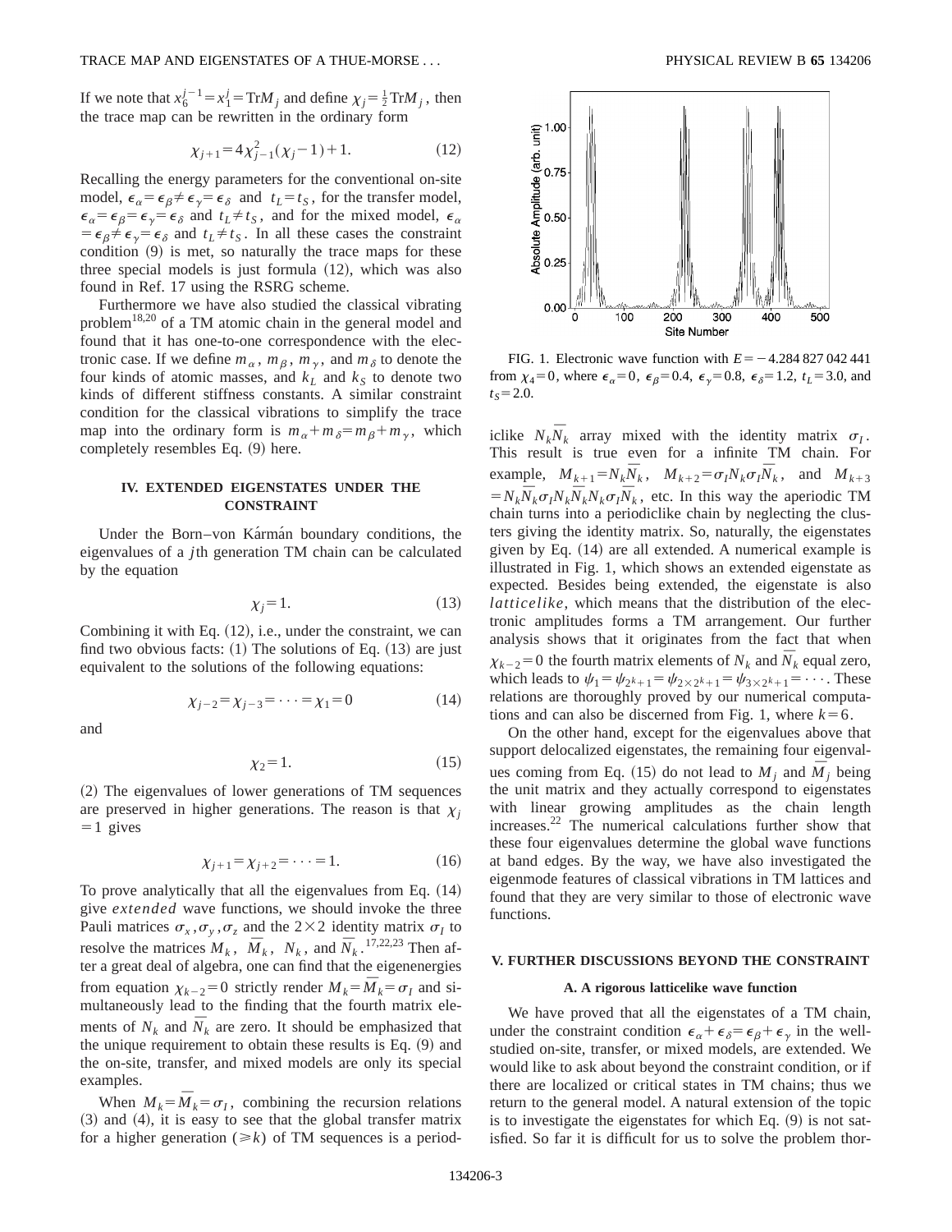If we note that $x_6^{j-1} = x_1^j = \text{Tr}M_j$ and define $\chi_j = \frac{1}{2}\text{Tr}M_j$, then the trace map can be rewritten in the ordinary form

$$\chi_{j+1} = 4\chi_{j-1}^2(\chi_j - 1) + 1. \tag{12}$$

Recalling the energy parameters for the conventional on-site model, $\epsilon_\alpha = \epsilon_\beta \neq \epsilon_\gamma = \epsilon_\delta$ and $t_L = t_S$, for the transfer model, $\epsilon_\alpha = \epsilon_\beta = \epsilon_\gamma = \epsilon_\delta$ and $t_L \neq t_S$, and for the mixed model, $\epsilon_\alpha = \epsilon_\beta \neq \epsilon_\gamma = \epsilon_\delta$ and $t_L \neq t_S$. In all these cases the constraint condition (9) is met, so naturally the trace maps for these three special models is just formula (12), which was also found in Ref. 17 using the RSRG scheme.

Furthermore we have also studied the classical vibrating problem[18,20] of a TM atomic chain in the general model and found that it has one-to-one correspondence with the electronic case. If we define $m_\alpha$, $m_\beta$, $m_\gamma$, and $m_\delta$ to denote the four kinds of atomic masses, and $k_L$ and $k_S$ to denote two kinds of different stiffness constants. A similar constraint condition for the classical vibrations to simplify the trace map into the ordinary form is $m_\alpha + m_\delta = m_\beta + m_\gamma$, which completely resembles Eq. (9) here.

## IV. EXTENDED EIGENSTATES UNDER THE CONSTRAINT

Under the Born–von Kármán boundary conditions, the eigenvalues of a $j$th generation TM chain can be calculated by the equation

$$\chi_j = 1. \tag{13}$$

Combining it with Eq. (12), i.e., under the constraint, we can find two obvious facts: (1) The solutions of Eq. (13) are just equivalent to the solutions of the following equations:

$$\chi_{j-2} = \chi_{j-3} = \cdots = \chi_1 = 0 \tag{14}$$

and

$$\chi_2 = 1. \tag{15}$$

(2) The eigenvalues of lower generations of TM sequences are preserved in higher generations. The reason is that $\chi_j = 1$ gives

$$\chi_{j+1} = \chi_{j+2} = \cdots = 1. \tag{16}$$

To prove analytically that all the eigenvalues from Eq. (14) give *extended* wave functions, we should invoke the three Pauli matrices $\sigma_x, \sigma_y, \sigma_z$ and the $2\times 2$ identity matrix $\sigma_I$ to resolve the matrices $M_k$, $\bar{M}_k$, $N_k$, and $\bar{N}_k$.[17,22,23] Then after a great deal of algebra, one can find that the eigenenergies from equation $\chi_{k-2} = 0$ strictly render $M_k = \bar{M}_k = \sigma_I$ and simultaneously lead to the finding that the fourth matrix elements of $N_k$ and $\bar{N}_k$ are zero. It should be emphasized that the unique requirement to obtain these results is Eq. (9) and the on-site, transfer, and mixed models are only its special examples.

When $M_k = \bar{M}_k = \sigma_I$, combining the recursion relations (3) and (4), it is easy to see that the global transfer matrix for a higher generation ($\geqslant k$) of TM sequences is a periodiclike $N_k\bar{N}_k$ array mixed with the identity matrix $\sigma_I$. This result is true even for a infinite TM chain. For example, $M_{k+1} = N_k\bar{N}_k$, $M_{k+2} = \sigma_I N_k \sigma_I \bar{N}_k$, and $M_{k+3} = N_k\bar{N}_k\sigma_I N_k\bar{N}_k N_k \sigma_I \bar{N}_k$, etc. In this way the aperiodic TM chain turns into a periodiclike chain by neglecting the clusters giving the identity matrix. So, naturally, the eigenstates given by Eq. (14) are all extended. A numerical example is illustrated in Fig. 1, which shows an extended eigenstate as expected. Besides being extended, the eigenstate is also *latticelike*, which means that the distribution of the electronic amplitudes forms a TM arrangement. Our further analysis shows that it originates from the fact that when $\chi_{k-2} = 0$ the fourth matrix elements of $N_k$ and $\bar{N}_k$ equal zero, which leads to $\psi_1 = \psi_{2^k+1} = \psi_{2\times 2^k+1} = \psi_{3\times 2^k+1} = \cdots$. These relations are thoroughly proved by our numerical computations and can also be discerned from Fig. 1, where $k = 6$.

FIG. 1. Electronic wave function with $E = -4.284\,827\,042\,441$ from $\chi_4 = 0$, where $\epsilon_\alpha = 0$, $\epsilon_\beta = 0.4$, $\epsilon_\gamma = 0.8$, $\epsilon_\delta = 1.2$, $t_L = 3.0$, and $t_S = 2.0$.

On the other hand, except for the eigenvalues above that support delocalized eigenstates, the remaining four eigenvalues coming from Eq. (15) do not lead to $M_j$ and $\bar{M}_j$ being the unit matrix and they actually correspond to eigenstates with linear growing amplitudes as the chain length increases.[22] The numerical calculations further show that these four eigenvalues determine the global wave functions at band edges. By the way, we have also investigated the eigenmode features of classical vibrations in TM lattices and found that they are very similar to those of electronic wave functions.

## V. FURTHER DISCUSSIONS BEYOND THE CONSTRAINT

### A. A rigorous latticelike wave function

We have proved that all the eigenstates of a TM chain, under the constraint condition $\epsilon_\alpha + \epsilon_\delta = \epsilon_\beta + \epsilon_\gamma$ in the well-studied on-site, transfer, or mixed models, are extended. We would like to ask about beyond the constraint condition, or if there are localized or critical states in TM chains; thus we return to the general model. A natural extension of the topic is to investigate the eigenstates for which Eq. (9) is not satisfied. So far it is difficult for us to solve the problem thor-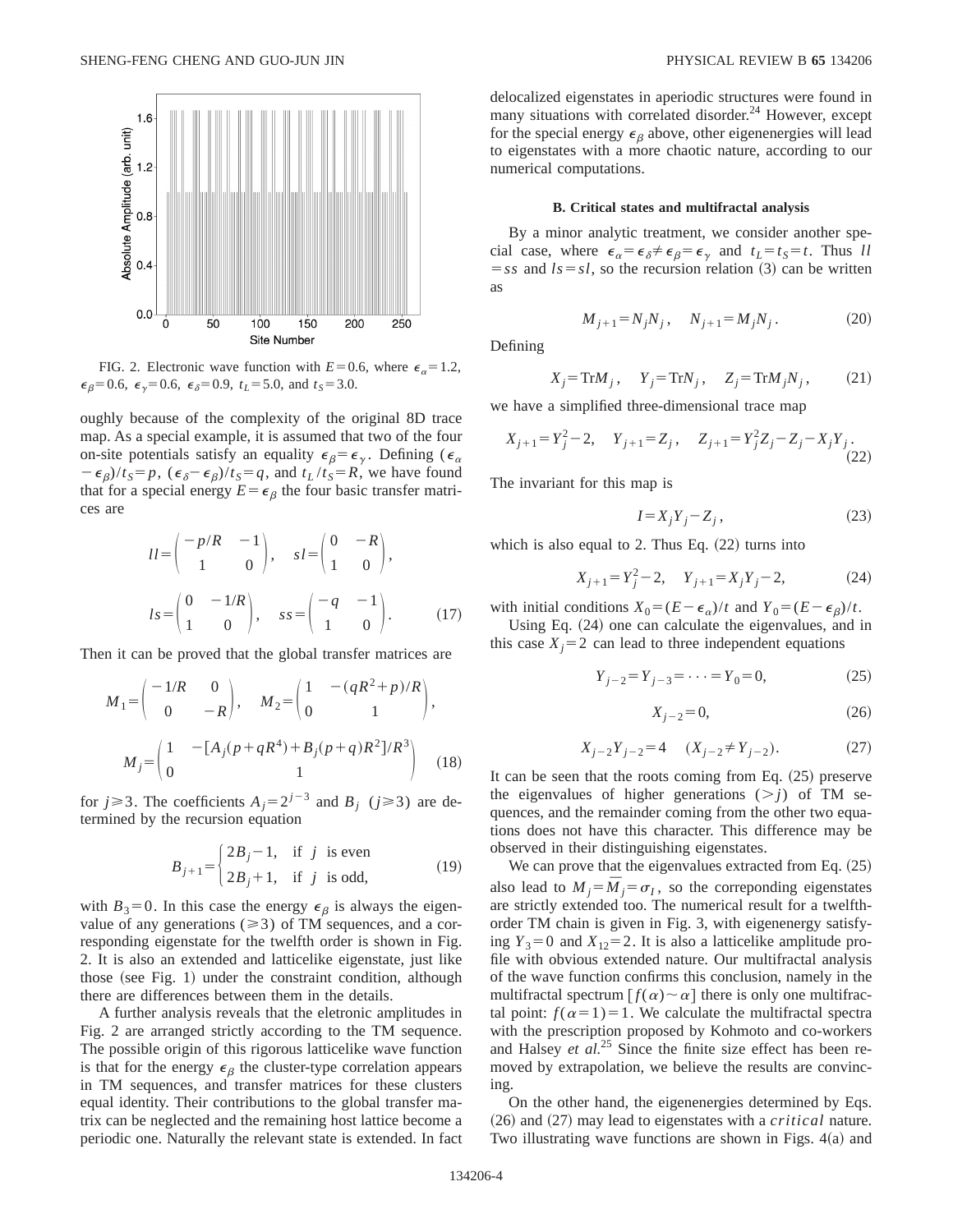FIG. 2. Electronic wave function with $E=0.6$, where $\epsilon_\alpha=1.2$, $\epsilon_\beta=0.6$, $\epsilon_\gamma=0.6$, $\epsilon_\delta=0.9$, $t_L=5.0$, and $t_S=3.0$.

oughly because of the complexity of the original 8D trace map. As a special example, it is assumed that two of the four on-site potentials satisfy an equality $\epsilon_\beta=\epsilon_\gamma$. Defining $(\epsilon_\alpha-\epsilon_\beta)/t_S=p$, $(\epsilon_\delta-\epsilon_\beta)/t_S=q$, and $t_L/t_S=R$, we have found that for a special energy $E=\epsilon_\beta$ the four basic transfer matrices are

$$ll=\begin{pmatrix} -p/R & -1 \\ 1 & 0 \end{pmatrix}, \quad sl=\begin{pmatrix} 0 & -R \\ 1 & 0 \end{pmatrix},$$

$$ls=\begin{pmatrix} 0 & -1/R \\ 1 & 0 \end{pmatrix}, \quad ss=\begin{pmatrix} -q & -1 \\ 1 & 0 \end{pmatrix}. \tag{17}$$

Then it can be proved that the global transfer matrices are

$$M_1=\begin{pmatrix} -1/R & 0 \\ 0 & -R \end{pmatrix}, \quad M_2=\begin{pmatrix} 1 & -(qR^2+p)/R \\ 0 & 1 \end{pmatrix},$$

$$M_j=\begin{pmatrix} 1 & -[A_j(p+qR^4)+B_j(p+q)R^2]/R^3 \\ 0 & 1 \end{pmatrix} \tag{18}$$

for $j\geq 3$. The coefficients $A_j=2^{j-3}$ and $B_j$ $(j\geq 3)$ are determined by the recursion equation

$$B_{j+1}=\begin{cases} 2B_j-1, & \text{if } j \text{ is even} \\ 2B_j+1, & \text{if } j \text{ is odd,} \end{cases} \tag{19}$$

with $B_3=0$. In this case the energy $\epsilon_\beta$ is always the eigenvalue of any generations $(\geq 3)$ of TM sequences, and a corresponding eigenstate for the twelfth order is shown in Fig. 2. It is also an extended and latticelike eigenstate, just like those (see Fig. 1) under the constraint condition, although there are differences between them in the details.

A further analysis reveals that the eletronic amplitudes in Fig. 2 are arranged strictly according to the TM sequence. The possible origin of this rigorous latticelike wave function is that for the energy $\epsilon_\beta$ the cluster-type correlation appears in TM sequences, and transfer matrices for these clusters equal identity. Their contributions to the global transfer matrix can be neglected and the remaining host lattice become a periodic one. Naturally the relevant state is extended. In fact delocalized eigenstates in aperiodic structures were found in many situations with correlated disorder.[24] However, except for the special energy $\epsilon_\beta$ above, other eigenenergies will lead to eigenstates with a more chaotic nature, according to our numerical computations.

### B. Critical states and multifractal analysis

By a minor analytic treatment, we consider another special case, where $\epsilon_\alpha=\epsilon_\delta\neq\epsilon_\beta=\epsilon_\gamma$ and $t_L=t_S=t$. Thus $ll=ss$ and $ls=sl$, so the recursion relation (3) can be written as

$$M_{j+1}=N_jN_j, \quad N_{j+1}=M_jN_j. \tag{20}$$

Defining

$$X_j=\mathrm{Tr}M_j, \quad Y_j=\mathrm{Tr}N_j, \quad Z_j=\mathrm{Tr}M_jN_j, \tag{21}$$

we have a simplified three-dimensional trace map

$$X_{j+1}=Y_j^2-2, \quad Y_{j+1}=Z_j, \quad Z_{j+1}=Y_j^2Z_j-Z_j-X_jY_j. \tag{22}$$

The invariant for this map is

$$I=X_jY_j-Z_j, \tag{23}$$

which is also equal to 2. Thus Eq. (22) turns into

$$X_{j+1}=Y_j^2-2, \quad Y_{j+1}=X_jY_j-2, \tag{24}$$

with initial conditions $X_0=(E-\epsilon_\alpha)/t$ and $Y_0=(E-\epsilon_\beta)/t$.

Using Eq. (24) one can calculate the eigenvalues, and in this case $X_j=2$ can lead to three independent equations

$$Y_{j-2}=Y_{j-3}=\cdots=Y_0=0, \tag{25}$$

$$X_{j-2}=0, \tag{26}$$

$$X_{j-2}Y_{j-2}=4 \quad (X_{j-2}\neq Y_{j-2}). \tag{27}$$

It can be seen that the roots coming from Eq. (25) preserve the eigenvalues of higher generations $(>j)$ of TM sequences, and the remainder coming from the other two equations does not have this character. This difference may be observed in their distinguishing eigenstates.

We can prove that the eigenvalues extracted from Eq. (25) also lead to $M_j=\bar{M}_j=\sigma_I$, so the correponding eigenstates are strictly extended too. The numerical result for a twelfth-order TM chain is given in Fig. 3, with eigenenergy satisfying $Y_3=0$ and $X_{12}=2$. It is also a latticelike amplitude profile with obvious extended nature. Our multifractal analysis of the wave function confirms this conclusion, namely in the multifractal spectrum $[f(\alpha)\sim\alpha]$ there is only one multifractal point: $f(\alpha=1)=1$. We calculate the multifractal spectra with the prescription proposed by Kohmoto and co-workers and Halsey *et al.*[25] Since the finite size effect has been removed by extrapolation, we believe the results are convincing.

On the other hand, the eigenenergies determined by Eqs. (26) and (27) may lead to eigenstates with a *critical* nature. Two illustrating wave functions are shown in Figs. 4(a) and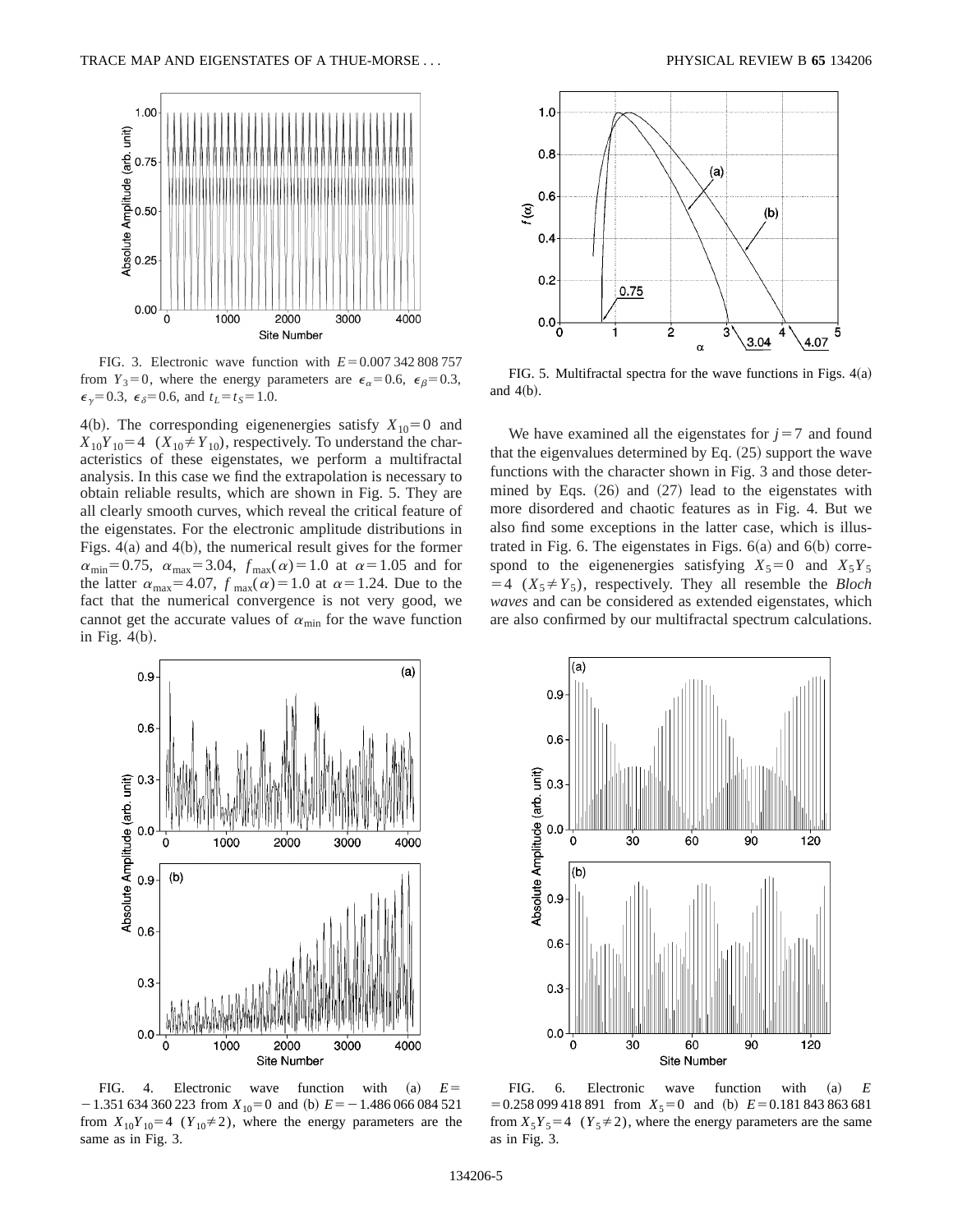FIG. 3. Electronic wave function with $E=0.007\,342\,808\,757$ from $Y_3=0$, where the energy parameters are $\epsilon_\alpha=0.6$, $\epsilon_\beta=0.3$, $\epsilon_\gamma=0.3$, $\epsilon_\delta=0.6$, and $t_L=t_S=1.0$.

4(b). The corresponding eigenenergies satisfy $X_{10}=0$ and $X_{10}Y_{10}=4$ $(X_{10}\neq Y_{10})$, respectively. To understand the characteristics of these eigenstates, we perform a multifractal analysis. In this case we find the extrapolation is necessary to obtain reliable results, which are shown in Fig. 5. They are all clearly smooth curves, which reveal the critical feature of the eigenstates. For the electronic amplitude distributions in Figs. 4(a) and 4(b), the numerical result gives for the former $\alpha_{\min}=0.75$, $\alpha_{\max}=3.04$, $f_{\max}(\alpha)=1.0$ at $\alpha=1.05$ and for the latter $\alpha_{\max}=4.07$, $f_{\max}(\alpha)=1.0$ at $\alpha=1.24$. Due to the fact that the numerical convergence is not very good, we cannot get the accurate values of $\alpha_{\min}$ for the wave function in Fig. 4(b).

FIG. 5. Multifractal spectra for the wave functions in Figs. 4(a) and 4(b).

We have examined all the eigenstates for $j=7$ and found that the eigenvalues determined by Eq. (25) support the wave functions with the character shown in Fig. 3 and those determined by Eqs. (26) and (27) lead to the eigenstates with more disordered and chaotic features as in Fig. 4. But we also find some exceptions in the latter case, which is illustrated in Fig. 6. The eigenstates in Figs. 6(a) and 6(b) correspond to the eigenenergies satisfying $X_5=0$ and $X_5Y_5=4$ $(X_5\neq Y_5)$, respectively. They all resemble the *Bloch waves* and can be considered as extended eigenstates, which are also confirmed by our multifractal spectrum calculations.

FIG. 4. Electronic wave function with (a) $E=-1.351\,634\,360\,223$ from $X_{10}=0$ and (b) $E=-1.486\,066\,084\,521$ from $X_{10}Y_{10}=4$ $(Y_{10}\neq 2)$, where the energy parameters are the same as in Fig. 3.

FIG. 6. Electronic wave function with (a) $E=0.258\,099\,418\,891$ from $X_5=0$ and (b) $E=0.181\,843\,863\,681$ from $X_5Y_5=4$ $(Y_5\neq 2)$, where the energy parameters are the same as in Fig. 3.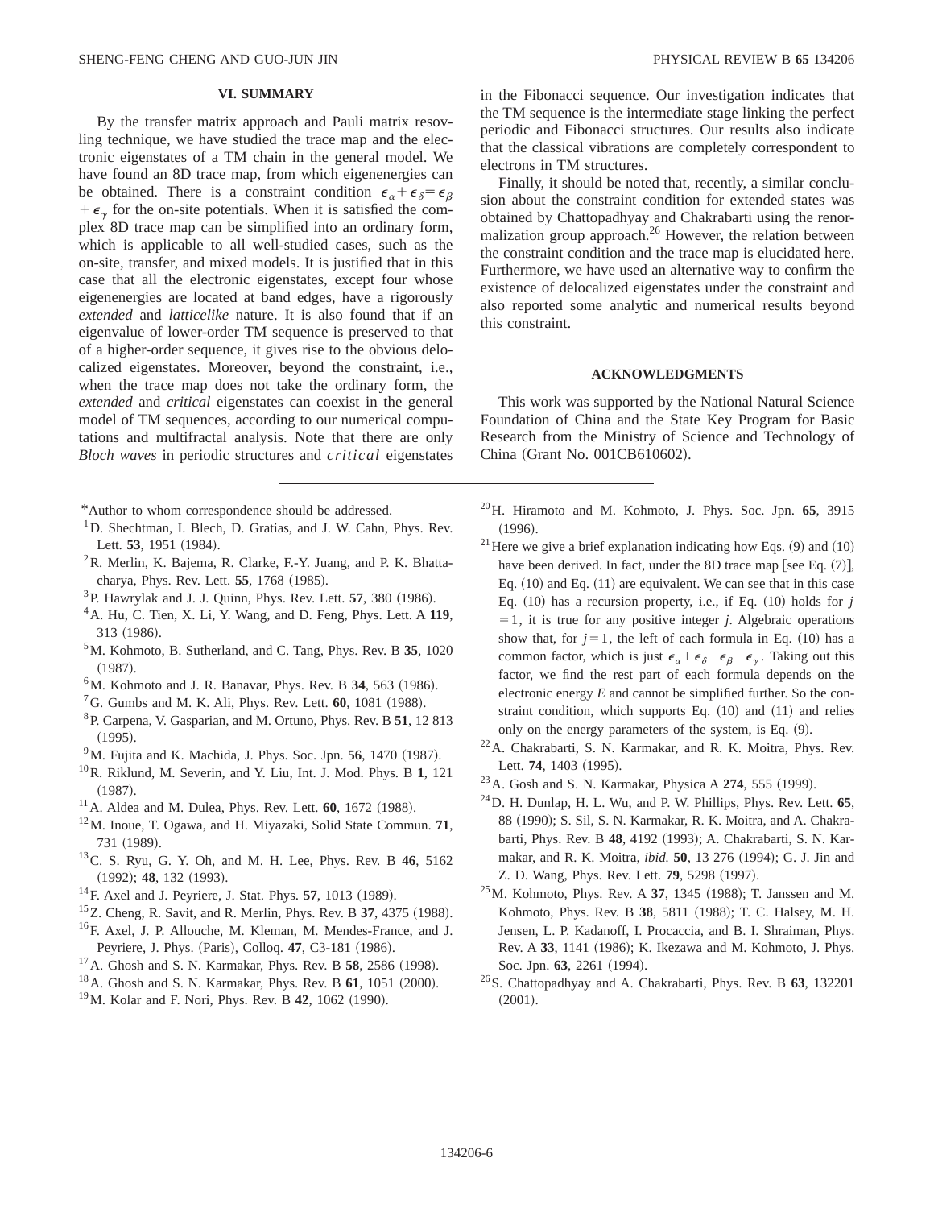## VI. SUMMARY

By the transfer matrix approach and Pauli matrix resovling technique, we have studied the trace map and the electronic eigenstates of a TM chain in the general model. We have found an 8D trace map, from which eigenenergies can be obtained. There is a constraint condition $\epsilon_\alpha + \epsilon_\delta = \epsilon_\beta + \epsilon_\gamma$ for the on-site potentials. When it is satisfied the complex 8D trace map can be simplified into an ordinary form, which is applicable to all well-studied cases, such as the on-site, transfer, and mixed models. It is justified that in this case that all the electronic eigenstates, except four whose eigenenergies are located at band edges, have a rigorously *extended* and *latticelike* nature. It is also found that if an eigenvalue of lower-order TM sequence is preserved to that of a higher-order sequence, it gives rise to the obvious delocalized eigenstates. Moreover, beyond the constraint, i.e., when the trace map does not take the ordinary form, the *extended* and *critical* eigenstates can coexist in the general model of TM sequences, according to our numerical computations and multifractal analysis. Note that there are only *Bloch waves* in periodic structures and *critical* eigenstates in the Fibonacci sequence. Our investigation indicates that the TM sequence is the intermediate stage linking the perfect periodic and Fibonacci structures. Our results also indicate that the classical vibrations are completely correspondent to electrons in TM structures.

Finally, it should be noted that, recently, a similar conclusion about the constraint condition for extended states was obtained by Chattopadhyay and Chakrabarti using the renormalization group approach.[26] However, the relation between the constraint condition and the trace map is elucidated here. Furthermore, we have used an alternative way to confirm the existence of delocalized eigenstates under the constraint and also reported some analytic and numerical results beyond this constraint.

## ACKNOWLEDGMENTS

This work was supported by the National Natural Science Foundation of China and the State Key Program for Basic Research from the Ministry of Science and Technology of China (Grant No. 001CB610602).

---

*Author to whom correspondence should be addressed.

[1] D. Shechtman, I. Blech, D. Gratias, and J. W. Cahn, Phys. Rev. Lett. **53**, 1951 (1984).

[2] R. Merlin, K. Bajema, R. Clarke, F.-Y. Juang, and P. K. Bhattacharya, Phys. Rev. Lett. **55**, 1768 (1985).

[3] P. Hawrylak and J. J. Quinn, Phys. Rev. Lett. **57**, 380 (1986).

[4] A. Hu, C. Tien, X. Li, Y. Wang, and D. Feng, Phys. Lett. A **119**, 313 (1986).

[5] M. Kohmoto, B. Sutherland, and C. Tang, Phys. Rev. B **35**, 1020 (1987).

[6] M. Kohmoto and J. R. Banavar, Phys. Rev. B **34**, 563 (1986).

[7] G. Gumbs and M. K. Ali, Phys. Rev. Lett. **60**, 1081 (1988).

[8] P. Carpena, V. Gasparian, and M. Ortuno, Phys. Rev. B **51**, 12 813 (1995).

[9] M. Fujita and K. Machida, J. Phys. Soc. Jpn. **56**, 1470 (1987).

[10] R. Riklund, M. Severin, and Y. Liu, Int. J. Mod. Phys. B **1**, 121 (1987).

[11] A. Aldea and M. Dulea, Phys. Rev. Lett. **60**, 1672 (1988).

[12] M. Inoue, T. Ogawa, and H. Miyazaki, Solid State Commun. **71**, 731 (1989).

[13] C. S. Ryu, G. Y. Oh, and M. H. Lee, Phys. Rev. B **46**, 5162 (1992); **48**, 132 (1993).

[14] F. Axel and J. Peyriere, J. Stat. Phys. **57**, 1013 (1989).

[15] Z. Cheng, R. Savit, and R. Merlin, Phys. Rev. B **37**, 4375 (1988).

[16] F. Axel, J. P. Allouche, M. Kleman, M. Mendes-France, and J. Peyriere, J. Phys. (Paris), Colloq. **47**, C3-181 (1986).

[17] A. Ghosh and S. N. Karmakar, Phys. Rev. B **58**, 2586 (1998).

[18] A. Ghosh and S. N. Karmakar, Phys. Rev. B **61**, 1051 (2000).

[19] M. Kolar and F. Nori, Phys. Rev. B **42**, 1062 (1990).

[20] H. Hiramoto and M. Kohmoto, J. Phys. Soc. Jpn. **65**, 3915 (1996).

[21] Here we give a brief explanation indicating how Eqs. (9) and (10) have been derived. In fact, under the 8D trace map [see Eq. (7)], Eq. (10) and Eq. (11) are equivalent. We can see that in this case Eq. (10) has a recursion property, i.e., if Eq. (10) holds for $j=1$, it is true for any positive integer $j$. Algebraic operations show that, for $j=1$, the left of each formula in Eq. (10) has a common factor, which is just $\epsilon_\alpha + \epsilon_\delta - \epsilon_\beta - \epsilon_\gamma$. Taking out this factor, we find the rest part of each formula depends on the electronic energy $E$ and cannot be simplified further. So the constraint condition, which supports Eq. (10) and (11) and relies only on the energy parameters of the system, is Eq. (9).

[22] A. Chakrabarti, S. N. Karmakar, and R. K. Moitra, Phys. Rev. Lett. **74**, 1403 (1995).

[23] A. Gosh and S. N. Karmakar, Physica A **274**, 555 (1999).

[24] D. H. Dunlap, H. L. Wu, and P. W. Phillips, Phys. Rev. Lett. **65**, 88 (1990); S. Sil, S. N. Karmakar, R. K. Moitra, and A. Chakrabarti, Phys. Rev. B **48**, 4192 (1993); A. Chakrabarti, S. N. Karmakar, and R. K. Moitra, *ibid.* **50**, 13 276 (1994); G. J. Jin and Z. D. Wang, Phys. Rev. Lett. **79**, 5298 (1997).

[25] M. Kohmoto, Phys. Rev. A **37**, 1345 (1988); T. Janssen and M. Kohmoto, Phys. Rev. B **38**, 5811 (1988); T. C. Halsey, M. H. Jensen, L. P. Kadanoff, I. Procaccia, and B. I. Shraiman, Phys. Rev. A **33**, 1141 (1986); K. Ikezawa and M. Kohmoto, J. Phys. Soc. Jpn. **63**, 2261 (1994).

[26] S. Chattopadhyay and A. Chakrabarti, Phys. Rev. B **63**, 132201 (2001).